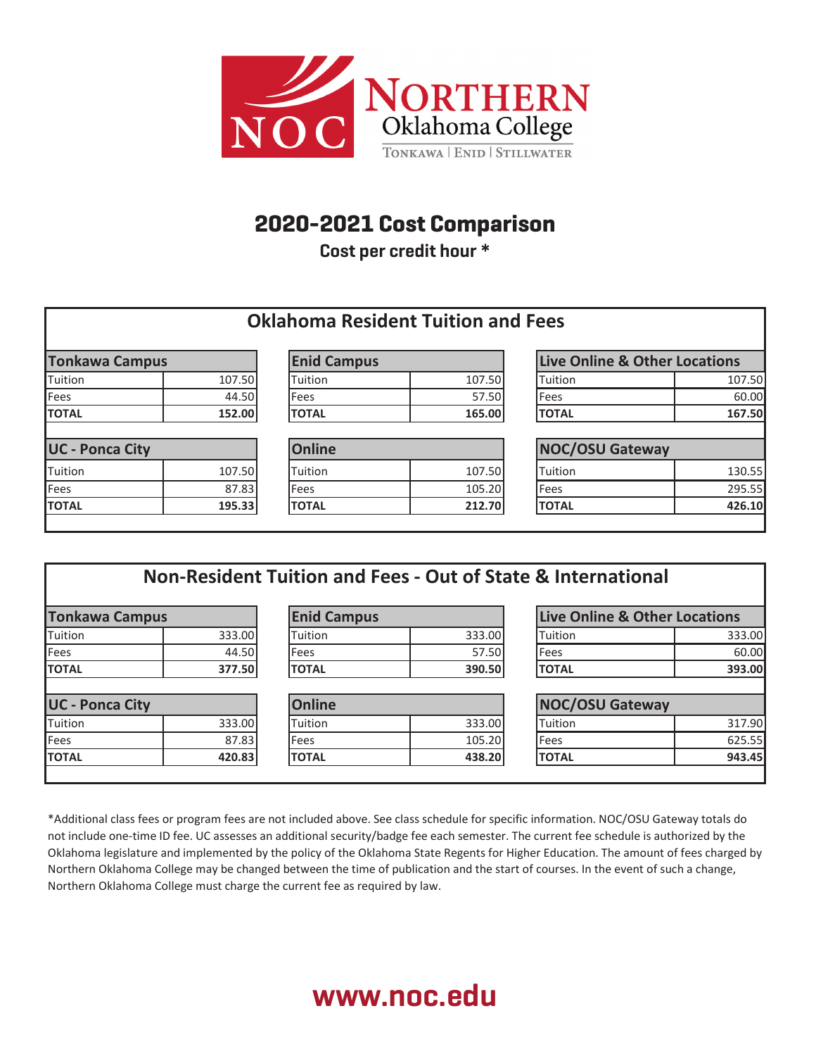# Northern Oklahoma College

Tonkawa | Enid | Stillwater

## 2020-2021 Cost Comparison

**Cost per credit hour ***

### Oklahoma Resident Tuition and Fees

| Tonkawa Campus | |
|---|---|
| Tuition | 107.50 |
| Fees | 44.50 |
| **TOTAL** | **152.00** |

| Enid Campus | |
|---|---|
| Tuition | 107.50 |
| Fees | 57.50 |
| **TOTAL** | **165.00** |

| Live Online & Other Locations | |
|---|---|
| Tuition | 107.50 |
| Fees | 60.00 |
| **TOTAL** | **167.50** |

| UC - Ponca City | |
|---|---|
| Tuition | 107.50 |
| Fees | 87.83 |
| **TOTAL** | **195.33** |

| Online | |
|---|---|
| Tuition | 107.50 |
| Fees | 105.20 |
| **TOTAL** | **212.70** |

| NOC/OSU Gateway | |
|---|---|
| Tuition | 130.55 |
| Fees | 295.55 |
| **TOTAL** | **426.10** |

### Non-Resident Tuition and Fees - Out of State & International

| Tonkawa Campus | |
|---|---|
| Tuition | 333.00 |
| Fees | 44.50 |
| **TOTAL** | **377.50** |

| Enid Campus | |
|---|---|
| Tuition | 333.00 |
| Fees | 57.50 |
| **TOTAL** | **390.50** |

| Live Online & Other Locations | |
|---|---|
| Tuition | 333.00 |
| Fees | 60.00 |
| **TOTAL** | **393.00** |

| UC - Ponca City | |
|---|---|
| Tuition | 333.00 |
| Fees | 87.83 |
| **TOTAL** | **420.83** |

| Online | |
|---|---|
| Tuition | 333.00 |
| Fees | 105.20 |
| **TOTAL** | **438.20** |

| NOC/OSU Gateway | |
|---|---|
| Tuition | 317.90 |
| Fees | 625.55 |
| **TOTAL** | **943.45** |

*Additional class fees or program fees are not included above. See class schedule for specific information. NOC/OSU Gateway totals do not include one-time ID fee. UC assesses an additional security/badge fee each semester. The current fee schedule is authorized by the Oklahoma legislature and implemented by the policy of the Oklahoma State Regents for Higher Education. The amount of fees charged by Northern Oklahoma College may be changed between the time of publication and the start of courses. In the event of such a change, Northern Oklahoma College must charge the current fee as required by law.

**www.noc.edu**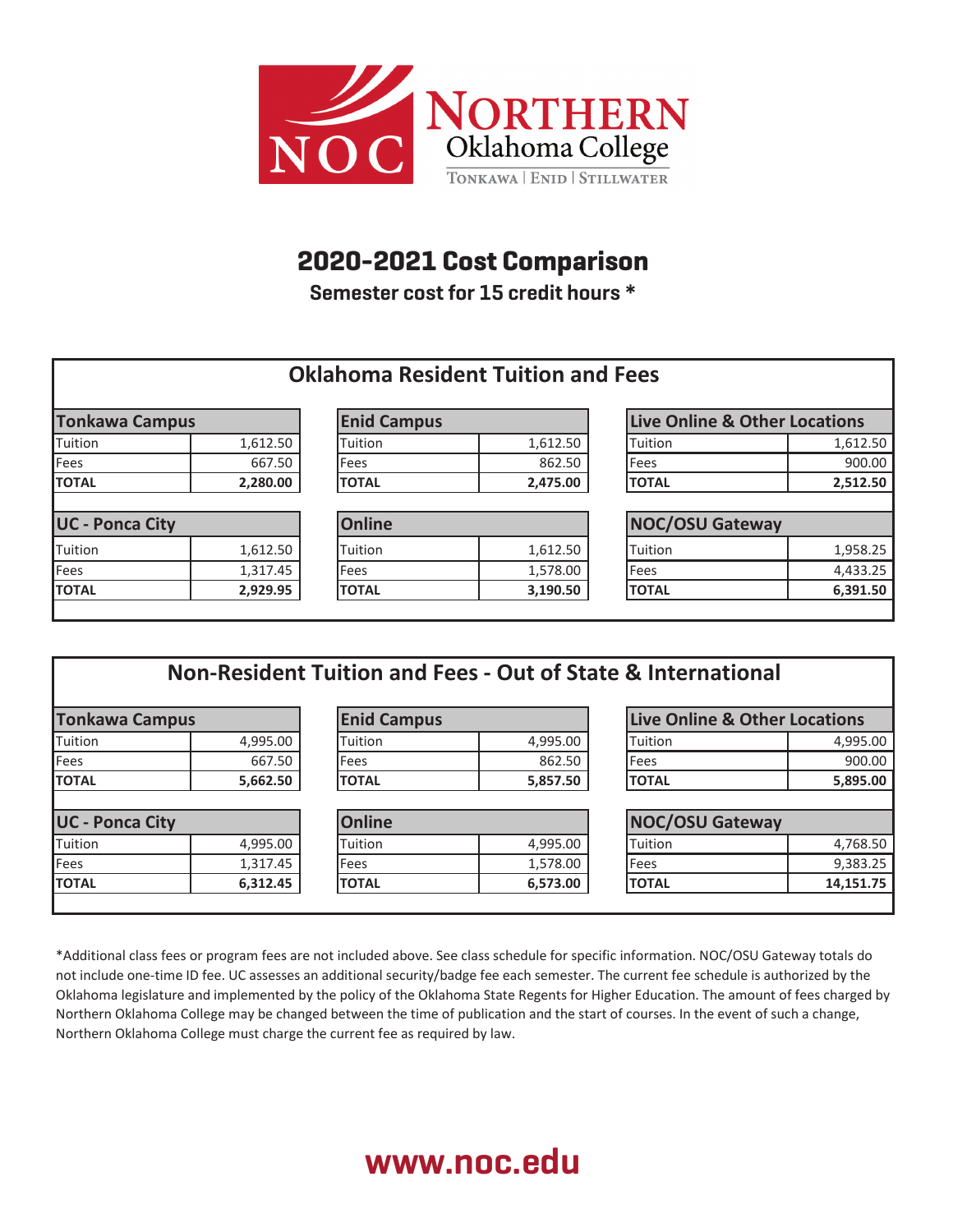NORTHERN Oklahoma College

TONKAWA | ENID | STILLWATER

# 2020-2021 Cost Comparison

**Semester cost for 15 credit hours ***

## Oklahoma Resident Tuition and Fees

| Tonkawa Campus | |
|---|---|
| Tuition | 1,612.50 |
| Fees | 667.50 |
| **TOTAL** | **2,280.00** |

| Enid Campus | |
|---|---|
| Tuition | 1,612.50 |
| Fees | 862.50 |
| **TOTAL** | **2,475.00** |

| Live Online & Other Locations | |
|---|---|
| Tuition | 1,612.50 |
| Fees | 900.00 |
| **TOTAL** | **2,512.50** |

| UC - Ponca City | |
|---|---|
| Tuition | 1,612.50 |
| Fees | 1,317.45 |
| **TOTAL** | **2,929.95** |

| Online | |
|---|---|
| Tuition | 1,612.50 |
| Fees | 1,578.00 |
| **TOTAL** | **3,190.50** |

| NOC/OSU Gateway | |
|---|---|
| Tuition | 1,958.25 |
| Fees | 4,433.25 |
| **TOTAL** | **6,391.50** |

## Non-Resident Tuition and Fees - Out of State & International

| Tonkawa Campus | |
|---|---|
| Tuition | 4,995.00 |
| Fees | 667.50 |
| **TOTAL** | **5,662.50** |

| Enid Campus | |
|---|---|
| Tuition | 4,995.00 |
| Fees | 862.50 |
| **TOTAL** | **5,857.50** |

| Live Online & Other Locations | |
|---|---|
| Tuition | 4,995.00 |
| Fees | 900.00 |
| **TOTAL** | **5,895.00** |

| UC - Ponca City | |
|---|---|
| Tuition | 4,995.00 |
| Fees | 1,317.45 |
| **TOTAL** | **6,312.45** |

| Online | |
|---|---|
| Tuition | 4,995.00 |
| Fees | 1,578.00 |
| **TOTAL** | **6,573.00** |

| NOC/OSU Gateway | |
|---|---|
| Tuition | 4,768.50 |
| Fees | 9,383.25 |
| **TOTAL** | **14,151.75** |

*Additional class fees or program fees are not included above. See class schedule for specific information. NOC/OSU Gateway totals do not include one-time ID fee. UC assesses an additional security/badge fee each semester. The current fee schedule is authorized by the Oklahoma legislature and implemented by the policy of the Oklahoma State Regents for Higher Education. The amount of fees charged by Northern Oklahoma College may be changed between the time of publication and the start of courses. In the event of such a change, Northern Oklahoma College must charge the current fee as required by law.

**www.noc.edu**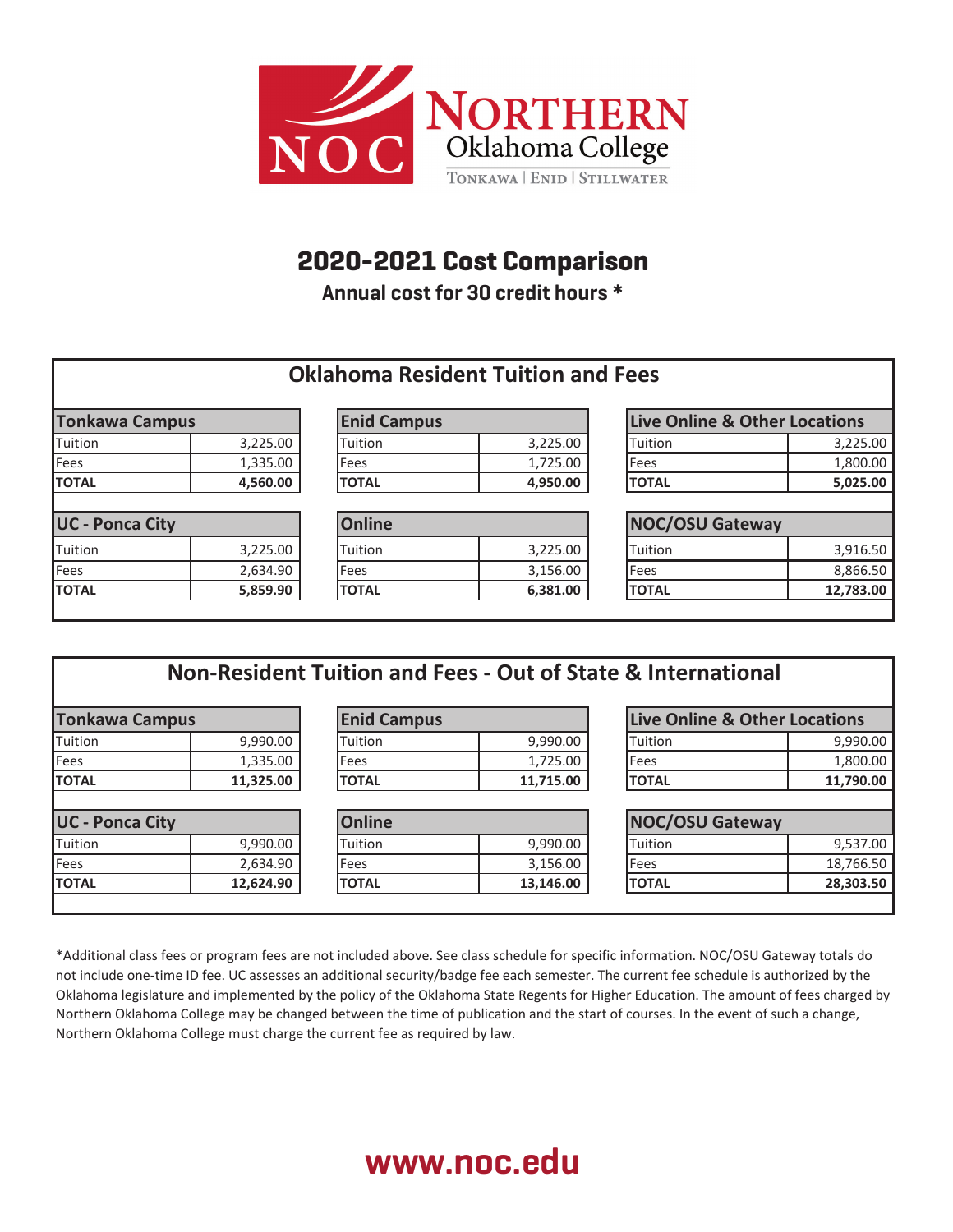# Northern Oklahoma College

Tonkawa | Enid | Stillwater

## 2020-2021 Cost Comparison

**Annual cost for 30 credit hours \***

### Oklahoma Resident Tuition and Fees

| Tonkawa Campus | |
|---|---|
| Tuition | 3,225.00 |
| Fees | 1,335.00 |
| **TOTAL** | **4,560.00** |

| Enid Campus | |
|---|---|
| Tuition | 3,225.00 |
| Fees | 1,725.00 |
| **TOTAL** | **4,950.00** |

| Live Online & Other Locations | |
|---|---|
| Tuition | 3,225.00 |
| Fees | 1,800.00 |
| **TOTAL** | **5,025.00** |

| UC - Ponca City | |
|---|---|
| Tuition | 3,225.00 |
| Fees | 2,634.90 |
| **TOTAL** | **5,859.90** |

| Online | |
|---|---|
| Tuition | 3,225.00 |
| Fees | 3,156.00 |
| **TOTAL** | **6,381.00** |

| NOC/OSU Gateway | |
|---|---|
| Tuition | 3,916.50 |
| Fees | 8,866.50 |
| **TOTAL** | **12,783.00** |

### Non-Resident Tuition and Fees - Out of State & International

| Tonkawa Campus | |
|---|---|
| Tuition | 9,990.00 |
| Fees | 1,335.00 |
| **TOTAL** | **11,325.00** |

| Enid Campus | |
|---|---|
| Tuition | 9,990.00 |
| Fees | 1,725.00 |
| **TOTAL** | **11,715.00** |

| Live Online & Other Locations | |
|---|---|
| Tuition | 9,990.00 |
| Fees | 1,800.00 |
| **TOTAL** | **11,790.00** |

| UC - Ponca City | |
|---|---|
| Tuition | 9,990.00 |
| Fees | 2,634.90 |
| **TOTAL** | **12,624.90** |

| Online | |
|---|---|
| Tuition | 9,990.00 |
| Fees | 3,156.00 |
| **TOTAL** | **13,146.00** |

| NOC/OSU Gateway | |
|---|---|
| Tuition | 9,537.00 |
| Fees | 18,766.50 |
| **TOTAL** | **28,303.50** |

*Additional class fees or program fees are not included above. See class schedule for specific information. NOC/OSU Gateway totals do not include one-time ID fee. UC assesses an additional security/badge fee each semester. The current fee schedule is authorized by the Oklahoma legislature and implemented by the policy of the Oklahoma State Regents for Higher Education. The amount of fees charged by Northern Oklahoma College may be changed between the time of publication and the start of courses. In the event of such a change, Northern Oklahoma College must charge the current fee as required by law.

**www.noc.edu**